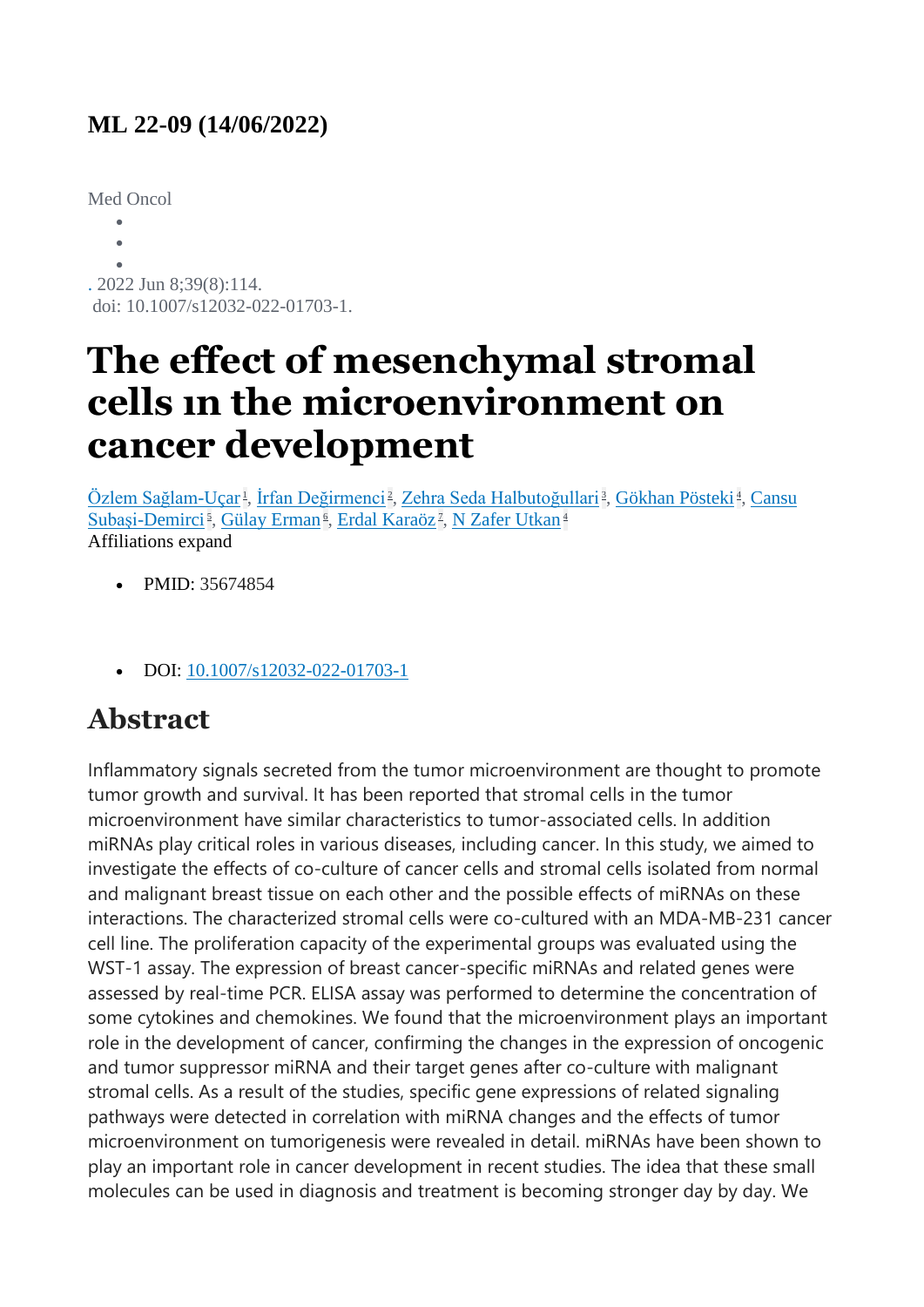**ML 22-09 (14/06/2022)**

Med Oncol

. 2022 Jun 8;39(8):114.
doi: 10.1007/s12032-022-01703-1.

# The effect of mesenchymal stromal cells ın the microenvironment on cancer development

Özlem Sağlam-Uçar[1], İrfan Değirmenci[2], Zehra Seda Halbutoğullari[3], Gökhan Pösteki[4], Cansu Subaşi-Demirci[5], Gülay Erman[6], Erdal Karaöz[7], N Zafer Utkan[4]

Affiliations expand

- PMID: 35674854

- DOI: 10.1007/s12032-022-01703-1

## Abstract

Inflammatory signals secreted from the tumor microenvironment are thought to promote tumor growth and survival. It has been reported that stromal cells in the tumor microenvironment have similar characteristics to tumor-associated cells. In addition miRNAs play critical roles in various diseases, including cancer. In this study, we aimed to investigate the effects of co-culture of cancer cells and stromal cells isolated from normal and malignant breast tissue on each other and the possible effects of miRNAs on these interactions. The characterized stromal cells were co-cultured with an MDA-MB-231 cancer cell line. The proliferation capacity of the experimental groups was evaluated using the WST-1 assay. The expression of breast cancer-specific miRNAs and related genes were assessed by real-time PCR. ELISA assay was performed to determine the concentration of some cytokines and chemokines. We found that the microenvironment plays an important role in the development of cancer, confirming the changes in the expression of oncogenic and tumor suppressor miRNA and their target genes after co-culture with malignant stromal cells. As a result of the studies, specific gene expressions of related signaling pathways were detected in correlation with miRNA changes and the effects of tumor microenvironment on tumorigenesis were revealed in detail. miRNAs have been shown to play an important role in cancer development in recent studies. The idea that these small molecules can be used in diagnosis and treatment is becoming stronger day by day. We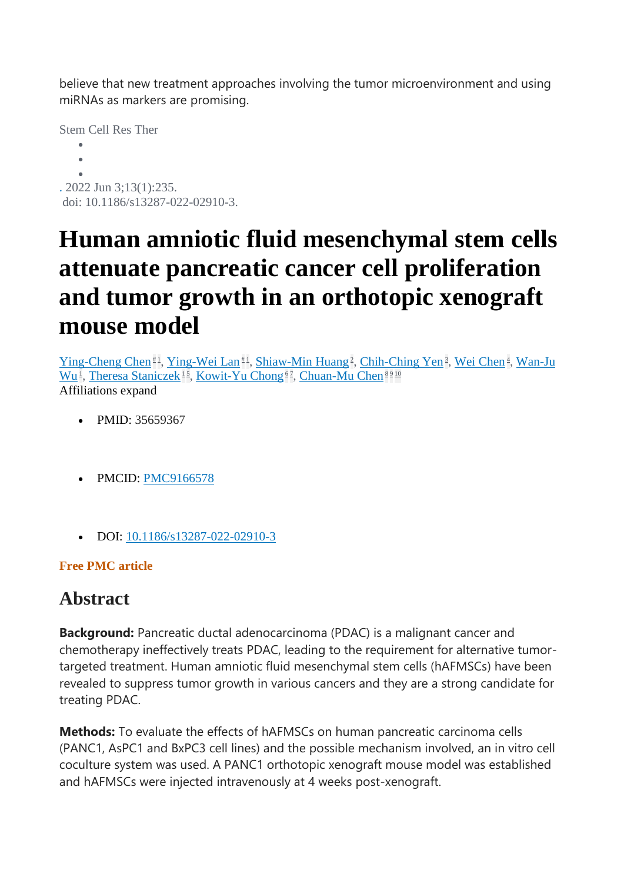believe that new treatment approaches involving the tumor microenvironment and using miRNAs as markers are promising.

Stem Cell Res Ther

. 2022 Jun 3;13(1):235.
doi: 10.1186/s13287-022-02910-3.

# Human amniotic fluid mesenchymal stem cells attenuate pancreatic cancer cell proliferation and tumor growth in an orthotopic xenograft mouse model

Ying-Cheng Chen[#1], Ying-Wei Lan[#1], Shiaw-Min Huang[2], Chih-Ching Yen[3], Wei Chen[4], Wan-Ju Wu[1], Theresa Staniczek[1,5], Kowit-Yu Chong[6,7], Chuan-Mu Chen[8,9,10]

Affiliations expand

- PMID: 35659367
- PMCID: PMC9166578
- DOI: 10.1186/s13287-022-02910-3

**Free PMC article**

## Abstract

**Background:** Pancreatic ductal adenocarcinoma (PDAC) is a malignant cancer and chemotherapy ineffectively treats PDAC, leading to the requirement for alternative tumor-targeted treatment. Human amniotic fluid mesenchymal stem cells (hAFMSCs) have been revealed to suppress tumor growth in various cancers and they are a strong candidate for treating PDAC.

**Methods:** To evaluate the effects of hAFMSCs on human pancreatic carcinoma cells (PANC1, AsPC1 and BxPC3 cell lines) and the possible mechanism involved, an in vitro cell coculture system was used. A PANC1 orthotopic xenograft mouse model was established and hAFMSCs were injected intravenously at 4 weeks post-xenograft.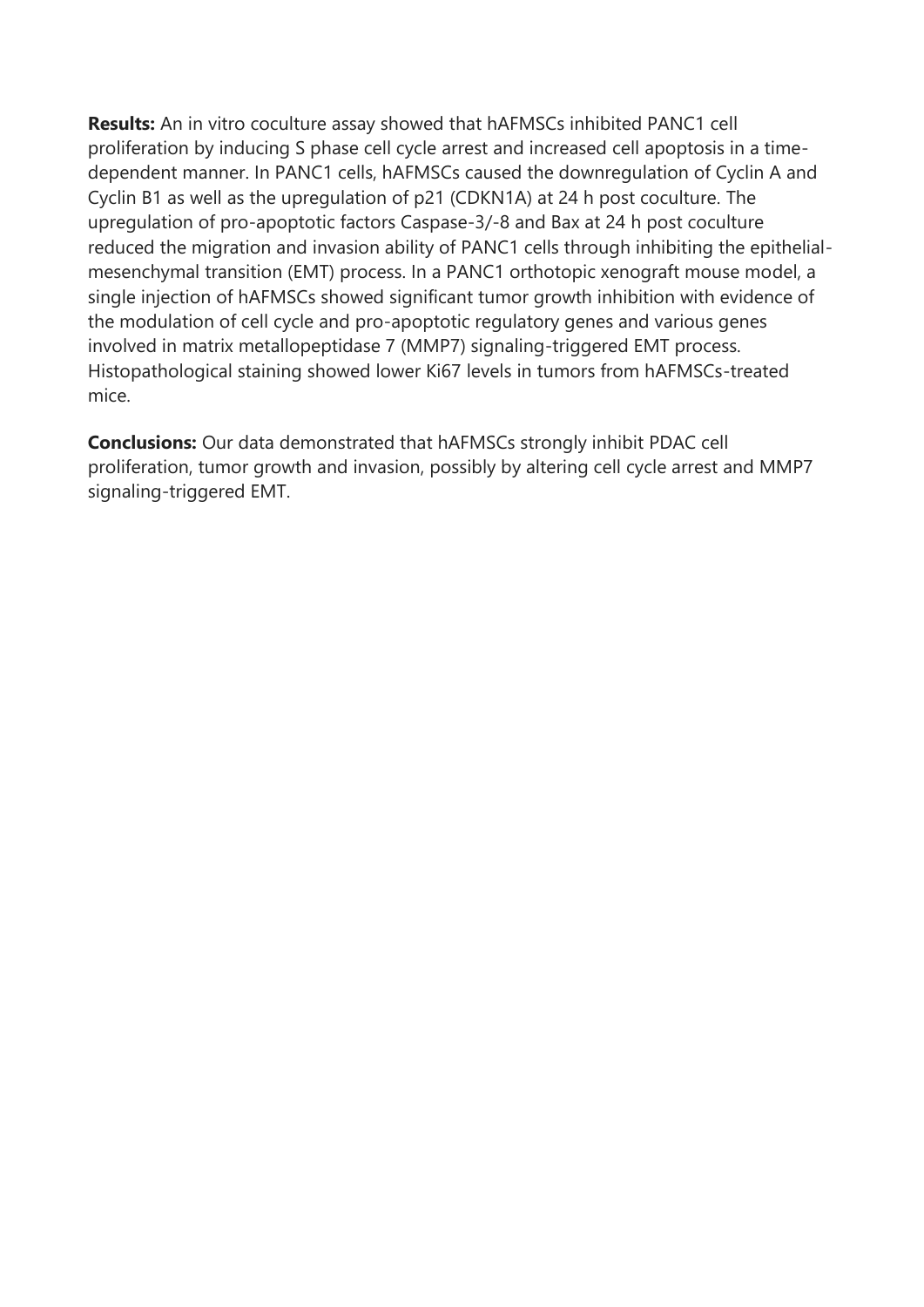**Results:** An in vitro coculture assay showed that hAFMSCs inhibited PANC1 cell proliferation by inducing S phase cell cycle arrest and increased cell apoptosis in a time-dependent manner. In PANC1 cells, hAFMSCs caused the downregulation of Cyclin A and Cyclin B1 as well as the upregulation of p21 (CDKN1A) at 24 h post coculture. The upregulation of pro-apoptotic factors Caspase-3/-8 and Bax at 24 h post coculture reduced the migration and invasion ability of PANC1 cells through inhibiting the epithelial-mesenchymal transition (EMT) process. In a PANC1 orthotopic xenograft mouse model, a single injection of hAFMSCs showed significant tumor growth inhibition with evidence of the modulation of cell cycle and pro-apoptotic regulatory genes and various genes involved in matrix metallopeptidase 7 (MMP7) signaling-triggered EMT process. Histopathological staining showed lower Ki67 levels in tumors from hAFMSCs-treated mice.

**Conclusions:** Our data demonstrated that hAFMSCs strongly inhibit PDAC cell proliferation, tumor growth and invasion, possibly by altering cell cycle arrest and MMP7 signaling-triggered EMT.